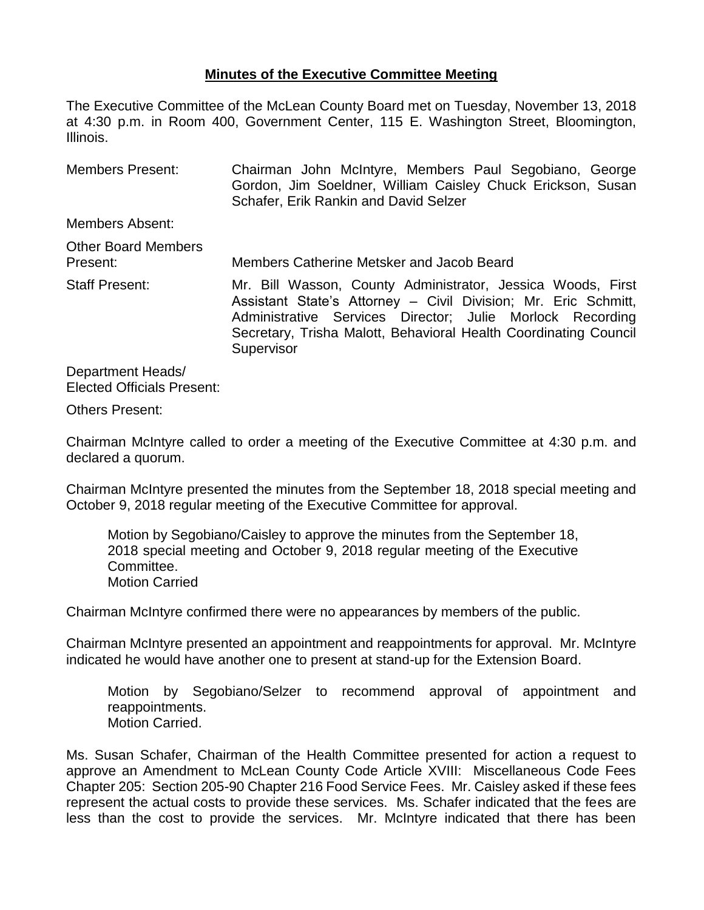**Minutes of the Executive Committee Meeting**

The Executive Committee of the McLean County Board met on Tuesday, November 13, 2018 at 4:30 p.m. in Room 400, Government Center, 115 E. Washington Street, Bloomington, Illinois.

Members Present: Chairman John McIntyre, Members Paul Segobiano, George Gordon, Jim Soeldner, William Caisley Chuck Erickson, Susan Schafer, Erik Rankin and David Selzer

Members Absent:

Other Board Members Present: Members Catherine Metsker and Jacob Beard

Staff Present: Mr. Bill Wasson, County Administrator, Jessica Woods, First Assistant State's Attorney – Civil Division; Mr. Eric Schmitt, Administrative Services Director; Julie Morlock Recording Secretary, Trisha Malott, Behavioral Health Coordinating Council Supervisor

Department Heads/ Elected Officials Present:

Others Present:

Chairman McIntyre called to order a meeting of the Executive Committee at 4:30 p.m. and declared a quorum.

Chairman McIntyre presented the minutes from the September 18, 2018 special meeting and October 9, 2018 regular meeting of the Executive Committee for approval.

> Motion by Segobiano/Caisley to approve the minutes from the September 18, 2018 special meeting and October 9, 2018 regular meeting of the Executive Committee.
> Motion Carried

Chairman McIntyre confirmed there were no appearances by members of the public.

Chairman McIntyre presented an appointment and reappointments for approval. Mr. McIntyre indicated he would have another one to present at stand-up for the Extension Board.

> Motion by Segobiano/Selzer to recommend approval of appointment and reappointments.
> Motion Carried.

Ms. Susan Schafer, Chairman of the Health Committee presented for action a request to approve an Amendment to McLean County Code Article XVIII: Miscellaneous Code Fees Chapter 205: Section 205-90 Chapter 216 Food Service Fees. Mr. Caisley asked if these fees represent the actual costs to provide these services. Ms. Schafer indicated that the fees are less than the cost to provide the services. Mr. McIntyre indicated that there has been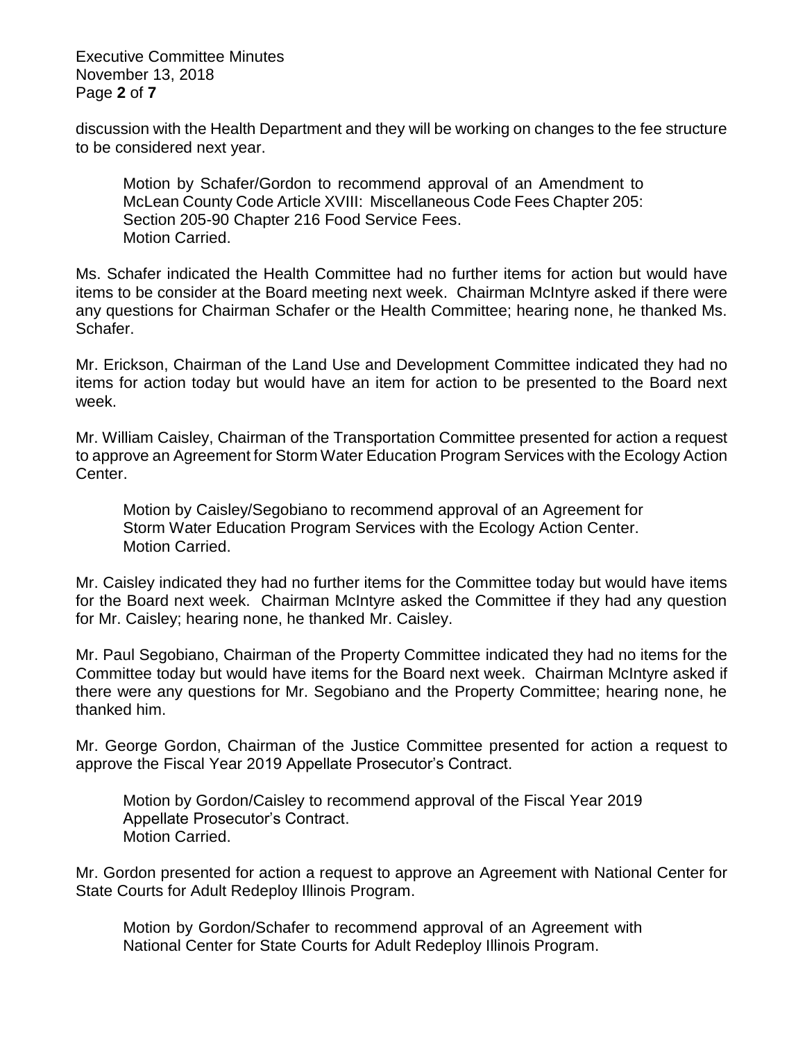discussion with the Health Department and they will be working on changes to the fee structure to be considered next year.

> Motion by Schafer/Gordon to recommend approval of an Amendment to McLean County Code Article XVIII: Miscellaneous Code Fees Chapter 205: Section 205-90 Chapter 216 Food Service Fees.
> Motion Carried.

Ms. Schafer indicated the Health Committee had no further items for action but would have items to be consider at the Board meeting next week. Chairman McIntyre asked if there were any questions for Chairman Schafer or the Health Committee; hearing none, he thanked Ms. Schafer.

Mr. Erickson, Chairman of the Land Use and Development Committee indicated they had no items for action today but would have an item for action to be presented to the Board next week.

Mr. William Caisley, Chairman of the Transportation Committee presented for action a request to approve an Agreement for Storm Water Education Program Services with the Ecology Action Center.

> Motion by Caisley/Segobiano to recommend approval of an Agreement for Storm Water Education Program Services with the Ecology Action Center.
> Motion Carried.

Mr. Caisley indicated they had no further items for the Committee today but would have items for the Board next week. Chairman McIntyre asked the Committee if they had any question for Mr. Caisley; hearing none, he thanked Mr. Caisley.

Mr. Paul Segobiano, Chairman of the Property Committee indicated they had no items for the Committee today but would have items for the Board next week. Chairman McIntyre asked if there were any questions for Mr. Segobiano and the Property Committee; hearing none, he thanked him.

Mr. George Gordon, Chairman of the Justice Committee presented for action a request to approve the Fiscal Year 2019 Appellate Prosecutor's Contract.

> Motion by Gordon/Caisley to recommend approval of the Fiscal Year 2019 Appellate Prosecutor's Contract.
> Motion Carried.

Mr. Gordon presented for action a request to approve an Agreement with National Center for State Courts for Adult Redeploy Illinois Program.

> Motion by Gordon/Schafer to recommend approval of an Agreement with National Center for State Courts for Adult Redeploy Illinois Program.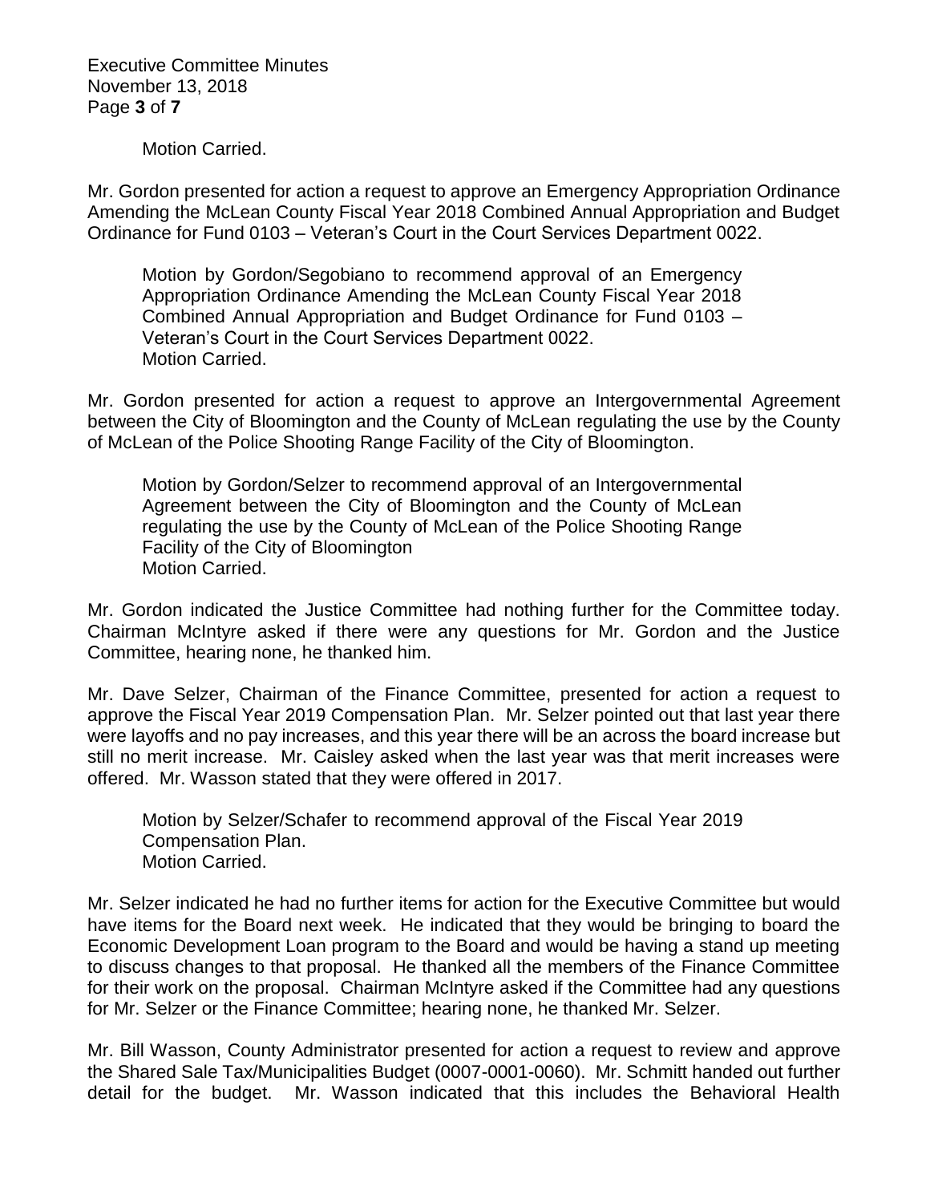Motion Carried.

Mr. Gordon presented for action a request to approve an Emergency Appropriation Ordinance Amending the McLean County Fiscal Year 2018 Combined Annual Appropriation and Budget Ordinance for Fund 0103 – Veteran's Court in the Court Services Department 0022.

> Motion by Gordon/Segobiano to recommend approval of an Emergency Appropriation Ordinance Amending the McLean County Fiscal Year 2018 Combined Annual Appropriation and Budget Ordinance for Fund 0103 – Veteran's Court in the Court Services Department 0022.
> Motion Carried.

Mr. Gordon presented for action a request to approve an Intergovernmental Agreement between the City of Bloomington and the County of McLean regulating the use by the County of McLean of the Police Shooting Range Facility of the City of Bloomington.

> Motion by Gordon/Selzer to recommend approval of an Intergovernmental Agreement between the City of Bloomington and the County of McLean regulating the use by the County of McLean of the Police Shooting Range Facility of the City of Bloomington
> Motion Carried.

Mr. Gordon indicated the Justice Committee had nothing further for the Committee today. Chairman McIntyre asked if there were any questions for Mr. Gordon and the Justice Committee, hearing none, he thanked him.

Mr. Dave Selzer, Chairman of the Finance Committee, presented for action a request to approve the Fiscal Year 2019 Compensation Plan. Mr. Selzer pointed out that last year there were layoffs and no pay increases, and this year there will be an across the board increase but still no merit increase. Mr. Caisley asked when the last year was that merit increases were offered. Mr. Wasson stated that they were offered in 2017.

> Motion by Selzer/Schafer to recommend approval of the Fiscal Year 2019 Compensation Plan.
> Motion Carried.

Mr. Selzer indicated he had no further items for action for the Executive Committee but would have items for the Board next week. He indicated that they would be bringing to board the Economic Development Loan program to the Board and would be having a stand up meeting to discuss changes to that proposal. He thanked all the members of the Finance Committee for their work on the proposal. Chairman McIntyre asked if the Committee had any questions for Mr. Selzer or the Finance Committee; hearing none, he thanked Mr. Selzer.

Mr. Bill Wasson, County Administrator presented for action a request to review and approve the Shared Sale Tax/Municipalities Budget (0007-0001-0060). Mr. Schmitt handed out further detail for the budget. Mr. Wasson indicated that this includes the Behavioral Health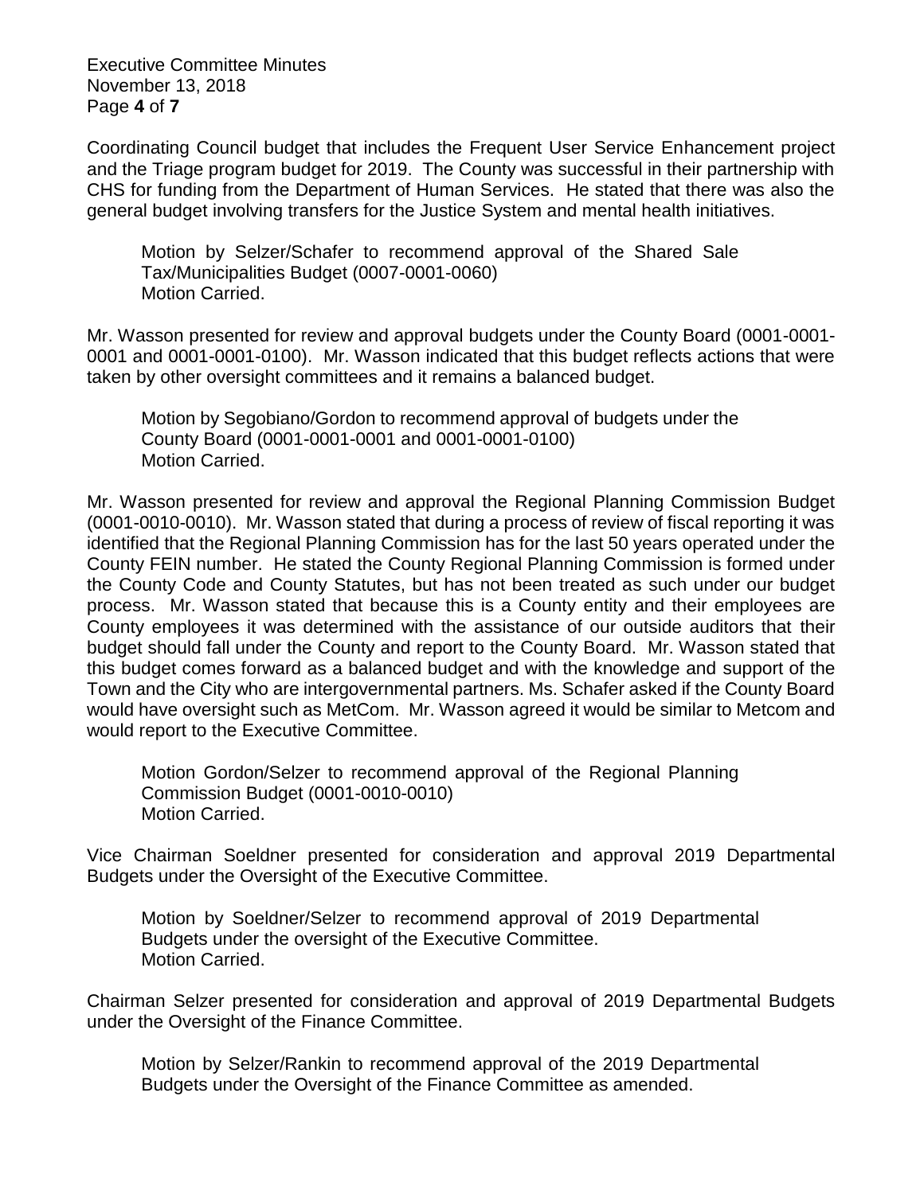Coordinating Council budget that includes the Frequent User Service Enhancement project and the Triage program budget for 2019. The County was successful in their partnership with CHS for funding from the Department of Human Services. He stated that there was also the general budget involving transfers for the Justice System and mental health initiatives.

> Motion by Selzer/Schafer to recommend approval of the Shared Sale Tax/Municipalities Budget (0007-0001-0060)
> Motion Carried.

Mr. Wasson presented for review and approval budgets under the County Board (0001-0001-0001 and 0001-0001-0100). Mr. Wasson indicated that this budget reflects actions that were taken by other oversight committees and it remains a balanced budget.

> Motion by Segobiano/Gordon to recommend approval of budgets under the County Board (0001-0001-0001 and 0001-0001-0100)
> Motion Carried.

Mr. Wasson presented for review and approval the Regional Planning Commission Budget (0001-0010-0010). Mr. Wasson stated that during a process of review of fiscal reporting it was identified that the Regional Planning Commission has for the last 50 years operated under the County FEIN number. He stated the County Regional Planning Commission is formed under the County Code and County Statutes, but has not been treated as such under our budget process. Mr. Wasson stated that because this is a County entity and their employees are County employees it was determined with the assistance of our outside auditors that their budget should fall under the County and report to the County Board. Mr. Wasson stated that this budget comes forward as a balanced budget and with the knowledge and support of the Town and the City who are intergovernmental partners. Ms. Schafer asked if the County Board would have oversight such as MetCom. Mr. Wasson agreed it would be similar to Metcom and would report to the Executive Committee.

> Motion Gordon/Selzer to recommend approval of the Regional Planning Commission Budget (0001-0010-0010)
> Motion Carried.

Vice Chairman Soeldner presented for consideration and approval 2019 Departmental Budgets under the Oversight of the Executive Committee.

> Motion by Soeldner/Selzer to recommend approval of 2019 Departmental Budgets under the oversight of the Executive Committee.
> Motion Carried.

Chairman Selzer presented for consideration and approval of 2019 Departmental Budgets under the Oversight of the Finance Committee.

> Motion by Selzer/Rankin to recommend approval of the 2019 Departmental Budgets under the Oversight of the Finance Committee as amended.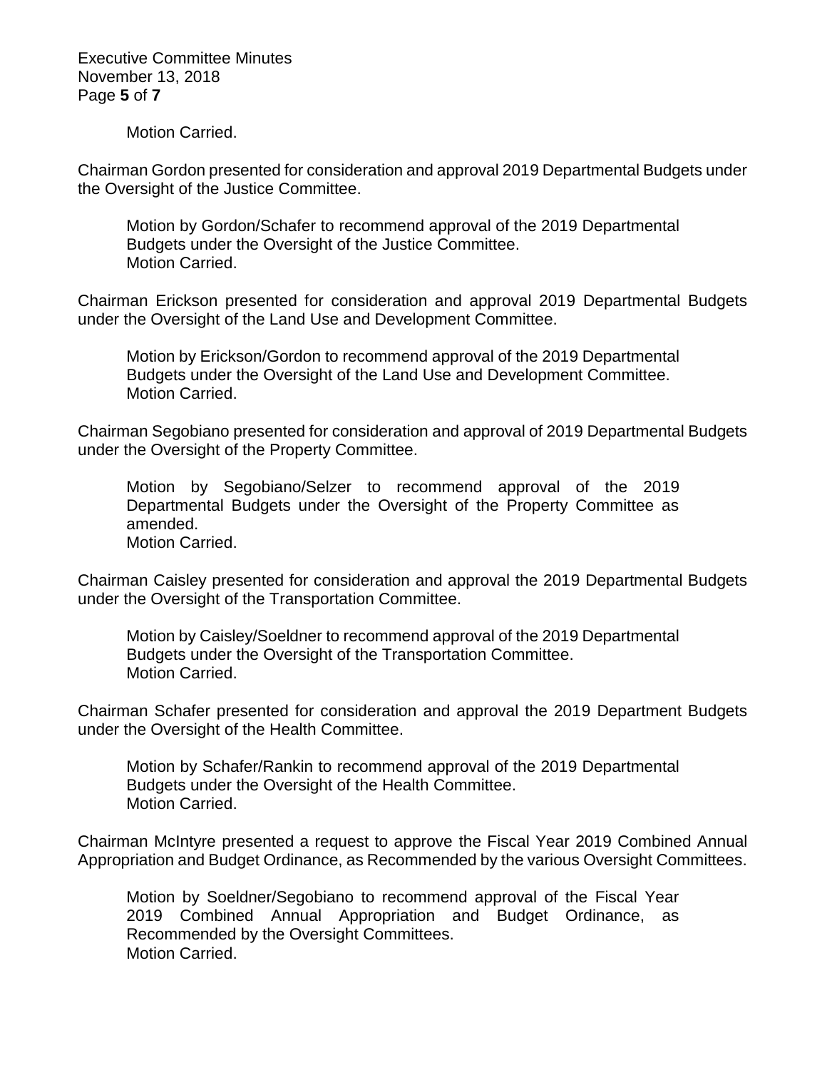Motion Carried.

Chairman Gordon presented for consideration and approval 2019 Departmental Budgets under the Oversight of the Justice Committee.

> Motion by Gordon/Schafer to recommend approval of the 2019 Departmental Budgets under the Oversight of the Justice Committee.
> Motion Carried.

Chairman Erickson presented for consideration and approval 2019 Departmental Budgets under the Oversight of the Land Use and Development Committee.

> Motion by Erickson/Gordon to recommend approval of the 2019 Departmental Budgets under the Oversight of the Land Use and Development Committee.
> Motion Carried.

Chairman Segobiano presented for consideration and approval of 2019 Departmental Budgets under the Oversight of the Property Committee.

> Motion by Segobiano/Selzer to recommend approval of the 2019 Departmental Budgets under the Oversight of the Property Committee as amended.
> Motion Carried.

Chairman Caisley presented for consideration and approval the 2019 Departmental Budgets under the Oversight of the Transportation Committee.

> Motion by Caisley/Soeldner to recommend approval of the 2019 Departmental Budgets under the Oversight of the Transportation Committee.
> Motion Carried.

Chairman Schafer presented for consideration and approval the 2019 Department Budgets under the Oversight of the Health Committee.

> Motion by Schafer/Rankin to recommend approval of the 2019 Departmental Budgets under the Oversight of the Health Committee.
> Motion Carried.

Chairman McIntyre presented a request to approve the Fiscal Year 2019 Combined Annual Appropriation and Budget Ordinance, as Recommended by the various Oversight Committees.

> Motion by Soeldner/Segobiano to recommend approval of the Fiscal Year 2019 Combined Annual Appropriation and Budget Ordinance, as Recommended by the Oversight Committees.
> Motion Carried.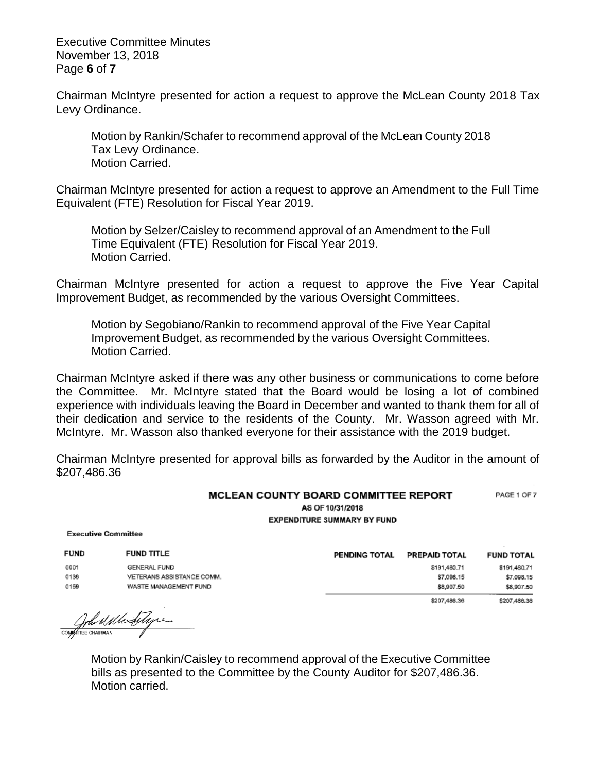Chairman McIntyre presented for action a request to approve the McLean County 2018 Tax Levy Ordinance.

Motion by Rankin/Schafer to recommend approval of the McLean County 2018 Tax Levy Ordinance.
Motion Carried.

Chairman McIntyre presented for action a request to approve an Amendment to the Full Time Equivalent (FTE) Resolution for Fiscal Year 2019.

Motion by Selzer/Caisley to recommend approval of an Amendment to the Full Time Equivalent (FTE) Resolution for Fiscal Year 2019.
Motion Carried.

Chairman McIntyre presented for action a request to approve the Five Year Capital Improvement Budget, as recommended by the various Oversight Committees.

Motion by Segobiano/Rankin to recommend approval of the Five Year Capital Improvement Budget, as recommended by the various Oversight Committees.
Motion Carried.

Chairman McIntyre asked if there was any other business or communications to come before the Committee. Mr. McIntyre stated that the Board would be losing a lot of combined experience with individuals leaving the Board in December and wanted to thank them for all of their dedication and service to the residents of the County. Mr. Wasson agreed with Mr. McIntyre. Mr. Wasson also thanked everyone for their assistance with the 2019 budget.

Chairman McIntyre presented for approval bills as forwarded by the Auditor in the amount of $207,486.36

**MCLEAN COUNTY BOARD COMMITTEE REPORT** PAGE 1 OF 7
**AS OF 10/31/2018**
**EXPENDITURE SUMMARY BY FUND**

**Executive Committee**

| FUND | FUND TITLE | PENDING TOTAL | PREPAID TOTAL | FUND TOTAL |
|---|---|---|---|---|
| 0001 | GENERAL FUND | | $191,480.71 | $191,480.71 |
| 0136 | VETERANS ASSISTANCE COMM. | | $7,098.15 | $7,098.15 |
| 0159 | WASTE MANAGEMENT FUND | | $8,907.50 | $8,907.50 |
| | | | $207,486.36 | $207,486.36 |

COMMITTEE CHAIRMAN

Motion by Rankin/Caisley to recommend approval of the Executive Committee bills as presented to the Committee by the County Auditor for $207,486.36.
Motion carried.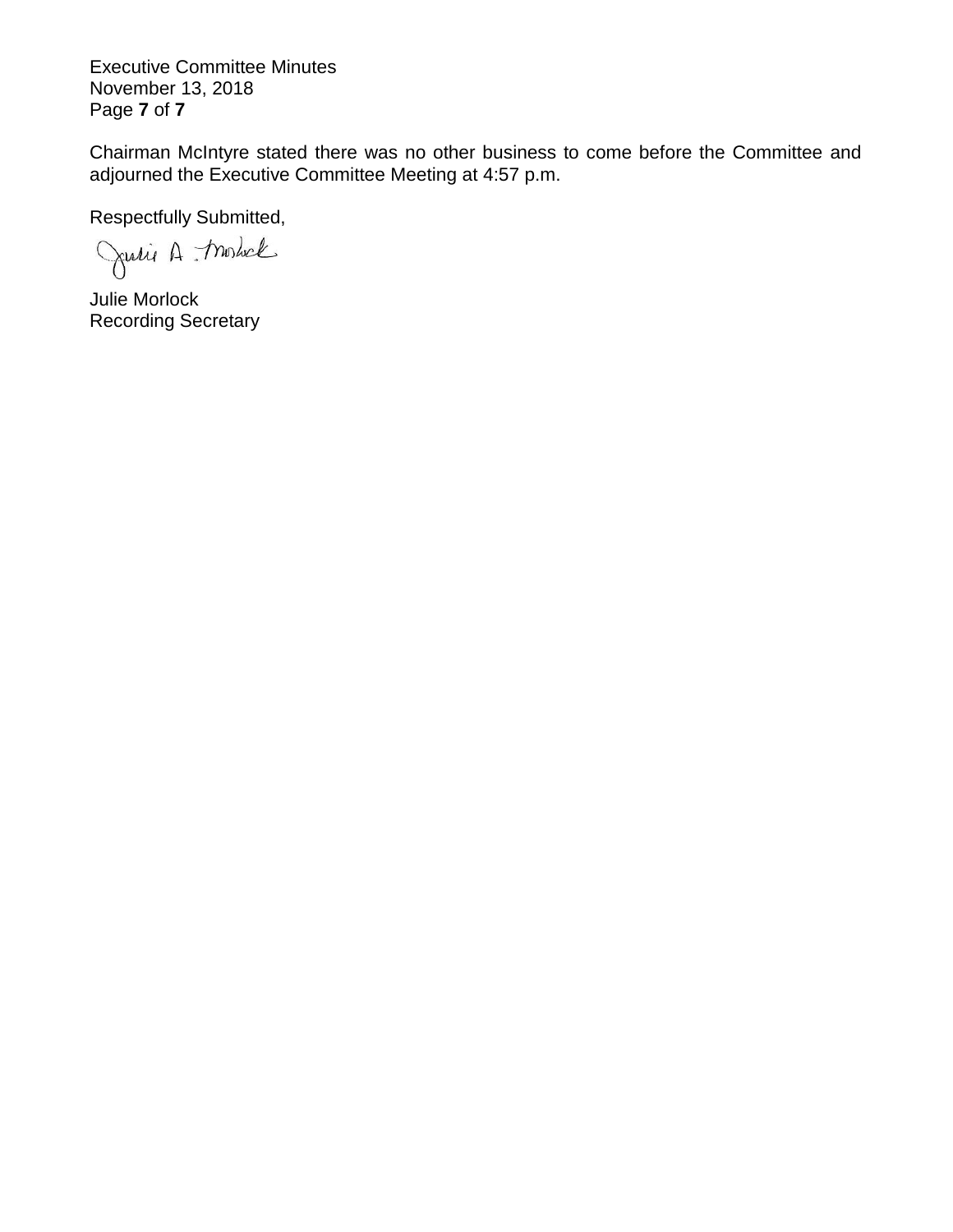Chairman McIntyre stated there was no other business to come before the Committee and adjourned the Executive Committee Meeting at 4:57 p.m.

Respectfully Submitted,

Julie Morlock
Recording Secretary